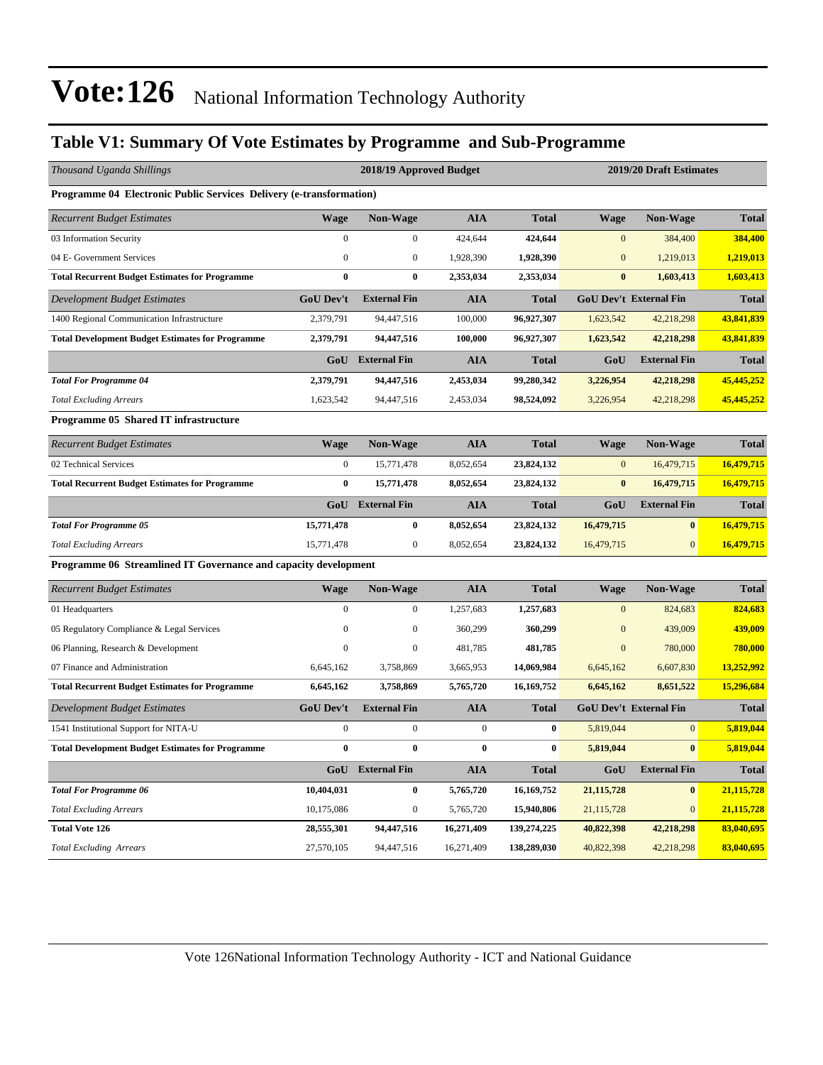# Vote:126 National Information Technology Authority

## Table V1: Summary Of Vote Estimates by Programme and Sub-Programme

| *Thousand Uganda Shillings* | 2018/19 Approved Budget | | | | 2019/20 Draft Estimates | | |
|---|---|---|---|---|---|---|---|
| **Programme 04 Electronic Public Services Delivery (e-transformation)** | | | | | | | |
| *Recurrent Budget Estimates* | **Wage** | **Non-Wage** | **AIA** | **Total** | **Wage** | **Non-Wage** | **Total** |
| 03 Information Security | 0 | 0 | 424,644 | **424,644** | 0 | 384,400 | **384,400** |
| 04 E- Government Services | 0 | 0 | 1,928,390 | **1,928,390** | 0 | 1,219,013 | **1,219,013** |
| **Total Recurrent Budget Estimates for Programme** | **0** | **0** | **2,353,034** | **2,353,034** | **0** | **1,603,413** | **1,603,413** |
| *Development Budget Estimates* | **GoU Dev't** | **External Fin** | **AIA** | **Total** | **GoU Dev't** | **External Fin** | **Total** |
| 1400 Regional Communication Infrastructure | 2,379,791 | 94,447,516 | 100,000 | **96,927,307** | 1,623,542 | 42,218,298 | **43,841,839** |
| **Total Development Budget Estimates for Programme** | **2,379,791** | **94,447,516** | **100,000** | **96,927,307** | **1,623,542** | **42,218,298** | **43,841,839** |
| | **GoU** | **External Fin** | **AIA** | **Total** | **GoU** | **External Fin** | **Total** |
| ***Total For Programme 04*** | **2,379,791** | **94,447,516** | **2,453,034** | **99,280,342** | **3,226,954** | **42,218,298** | **45,445,252** |
| *Total Excluding Arrears* | 1,623,542 | 94,447,516 | 2,453,034 | **98,524,092** | 3,226,954 | 42,218,298 | **45,445,252** |
| **Programme 05 Shared IT infrastructure** | | | | | | | |
| *Recurrent Budget Estimates* | **Wage** | **Non-Wage** | **AIA** | **Total** | **Wage** | **Non-Wage** | **Total** |
| 02 Technical Services | 0 | 15,771,478 | 8,052,654 | **23,824,132** | 0 | 16,479,715 | **16,479,715** |
| **Total Recurrent Budget Estimates for Programme** | **0** | **15,771,478** | **8,052,654** | **23,824,132** | **0** | **16,479,715** | **16,479,715** |
| | **GoU** | **External Fin** | **AIA** | **Total** | **GoU** | **External Fin** | **Total** |
| ***Total For Programme 05*** | **15,771,478** | **0** | **8,052,654** | **23,824,132** | **16,479,715** | **0** | **16,479,715** |
| *Total Excluding Arrears* | 15,771,478 | 0 | 8,052,654 | **23,824,132** | 16,479,715 | 0 | **16,479,715** |
| **Programme 06 Streamlined IT Governance and capacity development** | | | | | | | |
| *Recurrent Budget Estimates* | **Wage** | **Non-Wage** | **AIA** | **Total** | **Wage** | **Non-Wage** | **Total** |
| 01 Headquarters | 0 | 0 | 1,257,683 | **1,257,683** | 0 | 824,683 | **824,683** |
| 05 Regulatory Compliance & Legal Services | 0 | 0 | 360,299 | **360,299** | 0 | 439,009 | **439,009** |
| 06 Planning, Research & Development | 0 | 0 | 481,785 | **481,785** | 0 | 780,000 | **780,000** |
| 07 Finance and Administration | 6,645,162 | 3,758,869 | 3,665,953 | **14,069,984** | 6,645,162 | 6,607,830 | **13,252,992** |
| **Total Recurrent Budget Estimates for Programme** | **6,645,162** | **3,758,869** | **5,765,720** | **16,169,752** | **6,645,162** | **8,651,522** | **15,296,684** |
| *Development Budget Estimates* | **GoU Dev't** | **External Fin** | **AIA** | **Total** | **GoU Dev't** | **External Fin** | **Total** |
| 1541 Institutional Support for NITA-U | 0 | 0 | 0 | **0** | 5,819,044 | 0 | **5,819,044** |
| **Total Development Budget Estimates for Programme** | **0** | **0** | **0** | **0** | **5,819,044** | **0** | **5,819,044** |
| | **GoU** | **External Fin** | **AIA** | **Total** | **GoU** | **External Fin** | **Total** |
| ***Total For Programme 06*** | **10,404,031** | **0** | **5,765,720** | **16,169,752** | **21,115,728** | **0** | **21,115,728** |
| *Total Excluding Arrears* | 10,175,086 | 0 | 5,765,720 | **15,940,806** | 21,115,728 | 0 | **21,115,728** |
| **Total Vote 126** | **28,555,301** | **94,447,516** | **16,271,409** | **139,274,225** | **40,822,398** | **42,218,298** | **83,040,695** |
| *Total Excluding Arrears* | 27,570,105 | 94,447,516 | 16,271,409 | **138,289,030** | 40,822,398 | 42,218,298 | **83,040,695** |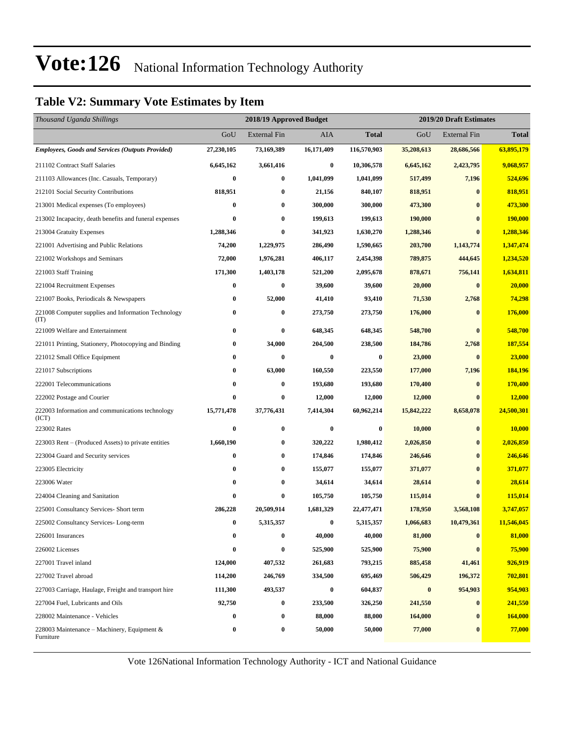# Vote:126 National Information Technology Authority

## Table V2: Summary Vote Estimates by Item

| *Thousand Uganda Shillings* | 2018/19 Approved Budget | | | | 2019/20 Draft Estimates | | |
|---|---|---|---|---|---|---|---|
| | GoU | External Fin | AIA | **Total** | GoU | External Fin | **Total** |
| ***Employees, Goods and Services (Outputs Provided)*** | **27,230,105** | **73,169,389** | **16,171,409** | **116,570,903** | **35,208,613** | **28,686,566** | **63,895,179** |
| 211102 Contract Staff Salaries | **6,645,162** | **3,661,416** | **0** | **10,306,578** | **6,645,162** | **2,423,795** | **9,068,957** |
| 211103 Allowances (Inc. Casuals, Temporary) | **0** | **0** | **1,041,099** | **1,041,099** | **517,499** | **7,196** | **524,696** |
| 212101 Social Security Contributions | **818,951** | **0** | **21,156** | **840,107** | **818,951** | **0** | **818,951** |
| 213001 Medical expenses (To employees) | **0** | **0** | **300,000** | **300,000** | **473,300** | **0** | **473,300** |
| 213002 Incapacity, death benefits and funeral expenses | **0** | **0** | **199,613** | **199,613** | **190,000** | **0** | **190,000** |
| 213004 Gratuity Expenses | **1,288,346** | **0** | **341,923** | **1,630,270** | **1,288,346** | **0** | **1,288,346** |
| 221001 Advertising and Public Relations | **74,200** | **1,229,975** | **286,490** | **1,590,665** | **203,700** | **1,143,774** | **1,347,474** |
| 221002 Workshops and Seminars | **72,000** | **1,976,281** | **406,117** | **2,454,398** | **789,875** | **444,645** | **1,234,520** |
| 221003 Staff Training | **171,300** | **1,403,178** | **521,200** | **2,095,678** | **878,671** | **756,141** | **1,634,811** |
| 221004 Recruitment Expenses | **0** | **0** | **39,600** | **39,600** | **20,000** | **0** | **20,000** |
| 221007 Books, Periodicals & Newspapers | **0** | **52,000** | **41,410** | **93,410** | **71,530** | **2,768** | **74,298** |
| 221008 Computer supplies and Information Technology (IT) | **0** | **0** | **273,750** | **273,750** | **176,000** | **0** | **176,000** |
| 221009 Welfare and Entertainment | **0** | **0** | **648,345** | **648,345** | **548,700** | **0** | **548,700** |
| 221011 Printing, Stationery, Photocopying and Binding | **0** | **34,000** | **204,500** | **238,500** | **184,786** | **2,768** | **187,554** |
| 221012 Small Office Equipment | **0** | **0** | **0** | **0** | **23,000** | **0** | **23,000** |
| 221017 Subscriptions | **0** | **63,000** | **160,550** | **223,550** | **177,000** | **7,196** | **184,196** |
| 222001 Telecommunications | **0** | **0** | **193,680** | **193,680** | **170,400** | **0** | **170,400** |
| 222002 Postage and Courier | **0** | **0** | **12,000** | **12,000** | **12,000** | **0** | **12,000** |
| 222003 Information and communications technology (ICT) | **15,771,478** | **37,776,431** | **7,414,304** | **60,962,214** | **15,842,222** | **8,658,078** | **24,500,301** |
| 223002 Rates | **0** | **0** | **0** | **0** | **10,000** | **0** | **10,000** |
| 223003 Rent – (Produced Assets) to private entities | **1,660,190** | **0** | **320,222** | **1,980,412** | **2,026,850** | **0** | **2,026,850** |
| 223004 Guard and Security services | **0** | **0** | **174,846** | **174,846** | **246,646** | **0** | **246,646** |
| 223005 Electricity | **0** | **0** | **155,077** | **155,077** | **371,077** | **0** | **371,077** |
| 223006 Water | **0** | **0** | **34,614** | **34,614** | **28,614** | **0** | **28,614** |
| 224004 Cleaning and Sanitation | **0** | **0** | **105,750** | **105,750** | **115,014** | **0** | **115,014** |
| 225001 Consultancy Services- Short term | **286,228** | **20,509,914** | **1,681,329** | **22,477,471** | **178,950** | **3,568,108** | **3,747,057** |
| 225002 Consultancy Services- Long-term | **0** | **5,315,357** | **0** | **5,315,357** | **1,066,683** | **10,479,361** | **11,546,045** |
| 226001 Insurances | **0** | **0** | **40,000** | **40,000** | **81,000** | **0** | **81,000** |
| 226002 Licenses | **0** | **0** | **525,900** | **525,900** | **75,900** | **0** | **75,900** |
| 227001 Travel inland | **124,000** | **407,532** | **261,683** | **793,215** | **885,458** | **41,461** | **926,919** |
| 227002 Travel abroad | **114,200** | **246,769** | **334,500** | **695,469** | **506,429** | **196,372** | **702,801** |
| 227003 Carriage, Haulage, Freight and transport hire | **111,300** | **493,537** | **0** | **604,837** | **0** | **954,903** | **954,903** |
| 227004 Fuel, Lubricants and Oils | **92,750** | **0** | **233,500** | **326,250** | **241,550** | **0** | **241,550** |
| 228002 Maintenance - Vehicles | **0** | **0** | **88,000** | **88,000** | **164,000** | **0** | **164,000** |
| 228003 Maintenance – Machinery, Equipment & Furniture | **0** | **0** | **50,000** | **50,000** | **77,000** | **0** | **77,000** |

Vote 126National Information Technology Authority - ICT and National Guidance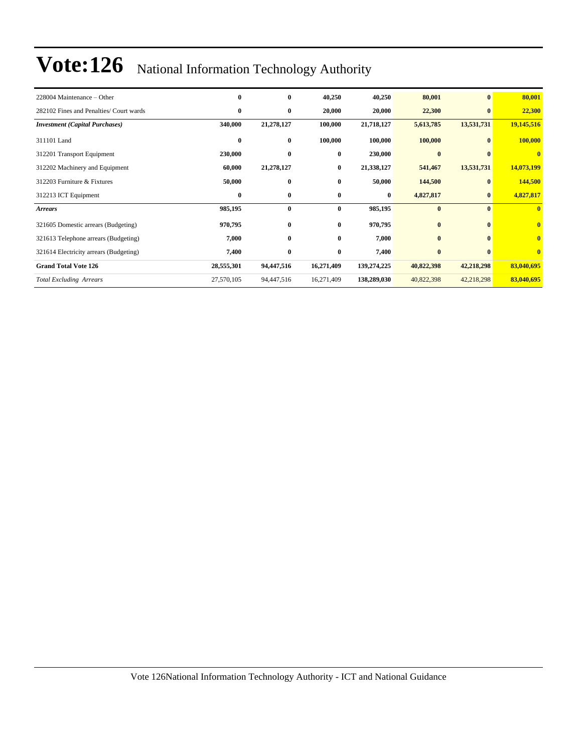# Vote:126 National Information Technology Authority

| | | | | | | | |
|---|---|---|---|---|---|---|---|
| 228004 Maintenance – Other | **0** | **0** | **40,250** | **40,250** | **80,001** | **0** | **80,001** |
| 282102 Fines and Penalties/ Court wards | **0** | **0** | **20,000** | **20,000** | **22,300** | **0** | **22,300** |
| ***Investment (Capital Purchases)*** | **340,000** | **21,278,127** | **100,000** | **21,718,127** | **5,613,785** | **13,531,731** | **19,145,516** |
| 311101 Land | **0** | **0** | **100,000** | **100,000** | **100,000** | **0** | **100,000** |
| 312201 Transport Equipment | **230,000** | **0** | **0** | **230,000** | **0** | **0** | **0** |
| 312202 Machinery and Equipment | **60,000** | **21,278,127** | **0** | **21,338,127** | **541,467** | **13,531,731** | **14,073,199** |
| 312203 Furniture & Fixtures | **50,000** | **0** | **0** | **50,000** | **144,500** | **0** | **144,500** |
| 312213 ICT Equipment | **0** | **0** | **0** | **0** | **4,827,817** | **0** | **4,827,817** |
| ***Arrears*** | **985,195** | **0** | **0** | **985,195** | **0** | **0** | **0** |
| 321605 Domestic arrears (Budgeting) | **970,795** | **0** | **0** | **970,795** | **0** | **0** | **0** |
| 321613 Telephone arrears (Budgeting) | **7,000** | **0** | **0** | **7,000** | **0** | **0** | **0** |
| 321614 Electricity arrears (Budgeting) | **7,400** | **0** | **0** | **7,400** | **0** | **0** | **0** |
| **Grand Total Vote 126** | **28,555,301** | **94,447,516** | **16,271,409** | **139,274,225** | **40,822,398** | **42,218,298** | **83,040,695** |
| *Total Excluding Arrears* | 27,570,105 | 94,447,516 | 16,271,409 | **138,289,030** | 40,822,398 | 42,218,298 | **83,040,695** |

Vote 126National Information Technology Authority - ICT and National Guidance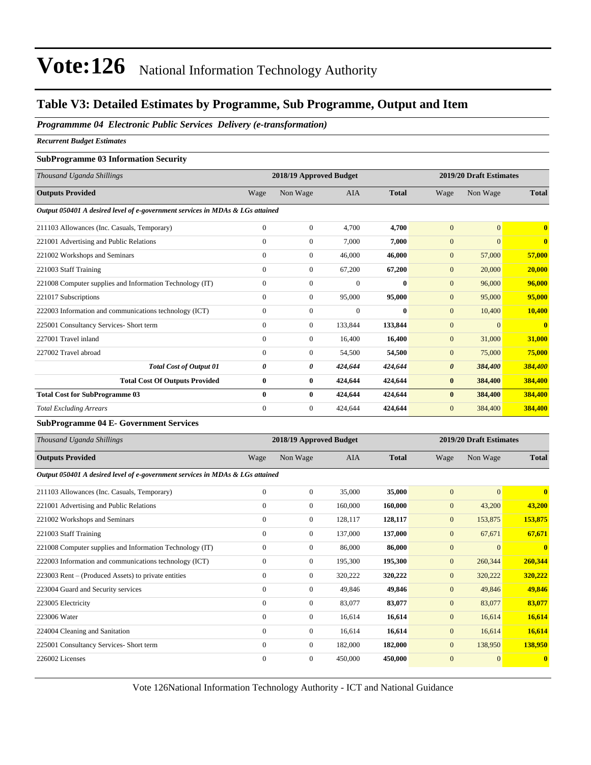# Vote:126 National Information Technology Authority

## Table V3: Detailed Estimates by Programme, Sub Programme, Output and Item

***Programmme 04 Electronic Public Services Delivery (e-transformation)***

***Recurrent Budget Estimates***

**SubProgramme 03 Information Security**

| *Thousand Uganda Shillings* | 2018/19 Approved Budget | | | | 2019/20 Draft Estimates | | |
|---|---|---|---|---|---|---|---|
| **Outputs Provided** | Wage | Non Wage | AIA | **Total** | Wage | Non Wage | **Total** |
| ***Output 050401 A desired level of e-government services in MDAs & LGs attained*** | | | | | | | |
| 211103 Allowances (Inc. Casuals, Temporary) | 0 | 0 | 4,700 | **4,700** | 0 | 0 | **0** |
| 221001 Advertising and Public Relations | 0 | 0 | 7,000 | **7,000** | 0 | 0 | **0** |
| 221002 Workshops and Seminars | 0 | 0 | 46,000 | **46,000** | 0 | 57,000 | **57,000** |
| 221003 Staff Training | 0 | 0 | 67,200 | **67,200** | 0 | 20,000 | **20,000** |
| 221008 Computer supplies and Information Technology (IT) | 0 | 0 | 0 | **0** | 0 | 96,000 | **96,000** |
| 221017 Subscriptions | 0 | 0 | 95,000 | **95,000** | 0 | 95,000 | **95,000** |
| 222003 Information and communications technology (ICT) | 0 | 0 | 0 | **0** | 0 | 10,400 | **10,400** |
| 225001 Consultancy Services- Short term | 0 | 0 | 133,844 | **133,844** | 0 | 0 | **0** |
| 227001 Travel inland | 0 | 0 | 16,400 | **16,400** | 0 | 31,000 | **31,000** |
| 227002 Travel abroad | 0 | 0 | 54,500 | **54,500** | 0 | 75,000 | **75,000** |
| ***Total Cost of Output 01*** | ***0*** | ***0*** | ***424,644*** | ***424,644*** | ***0*** | ***384,400*** | ***384,400*** |
| **Total Cost Of Outputs Provided** | **0** | **0** | **424,644** | **424,644** | **0** | **384,400** | **384,400** |
| **Total Cost for SubProgramme 03** | **0** | **0** | **424,644** | **424,644** | **0** | **384,400** | **384,400** |
| *Total Excluding Arrears* | 0 | 0 | 424,644 | **424,644** | 0 | 384,400 | **384,400** |

**SubProgramme 04 E- Government Services**

| *Thousand Uganda Shillings* | 2018/19 Approved Budget | | | | 2019/20 Draft Estimates | | |
|---|---|---|---|---|---|---|---|
| **Outputs Provided** | Wage | Non Wage | AIA | **Total** | Wage | Non Wage | **Total** |
| ***Output 050401 A desired level of e-government services in MDAs & LGs attained*** | | | | | | | |
| 211103 Allowances (Inc. Casuals, Temporary) | 0 | 0 | 35,000 | **35,000** | 0 | 0 | **0** |
| 221001 Advertising and Public Relations | 0 | 0 | 160,000 | **160,000** | 0 | 43,200 | **43,200** |
| 221002 Workshops and Seminars | 0 | 0 | 128,117 | **128,117** | 0 | 153,875 | **153,875** |
| 221003 Staff Training | 0 | 0 | 137,000 | **137,000** | 0 | 67,671 | **67,671** |
| 221008 Computer supplies and Information Technology (IT) | 0 | 0 | 86,000 | **86,000** | 0 | 0 | **0** |
| 222003 Information and communications technology (ICT) | 0 | 0 | 195,300 | **195,300** | 0 | 260,344 | **260,344** |
| 223003 Rent – (Produced Assets) to private entities | 0 | 0 | 320,222 | **320,222** | 0 | 320,222 | **320,222** |
| 223004 Guard and Security services | 0 | 0 | 49,846 | **49,846** | 0 | 49,846 | **49,846** |
| 223005 Electricity | 0 | 0 | 83,077 | **83,077** | 0 | 83,077 | **83,077** |
| 223006 Water | 0 | 0 | 16,614 | **16,614** | 0 | 16,614 | **16,614** |
| 224004 Cleaning and Sanitation | 0 | 0 | 16,614 | **16,614** | 0 | 16,614 | **16,614** |
| 225001 Consultancy Services- Short term | 0 | 0 | 182,000 | **182,000** | 0 | 138,950 | **138,950** |
| 226002 Licenses | 0 | 0 | 450,000 | **450,000** | 0 | 0 | **0** |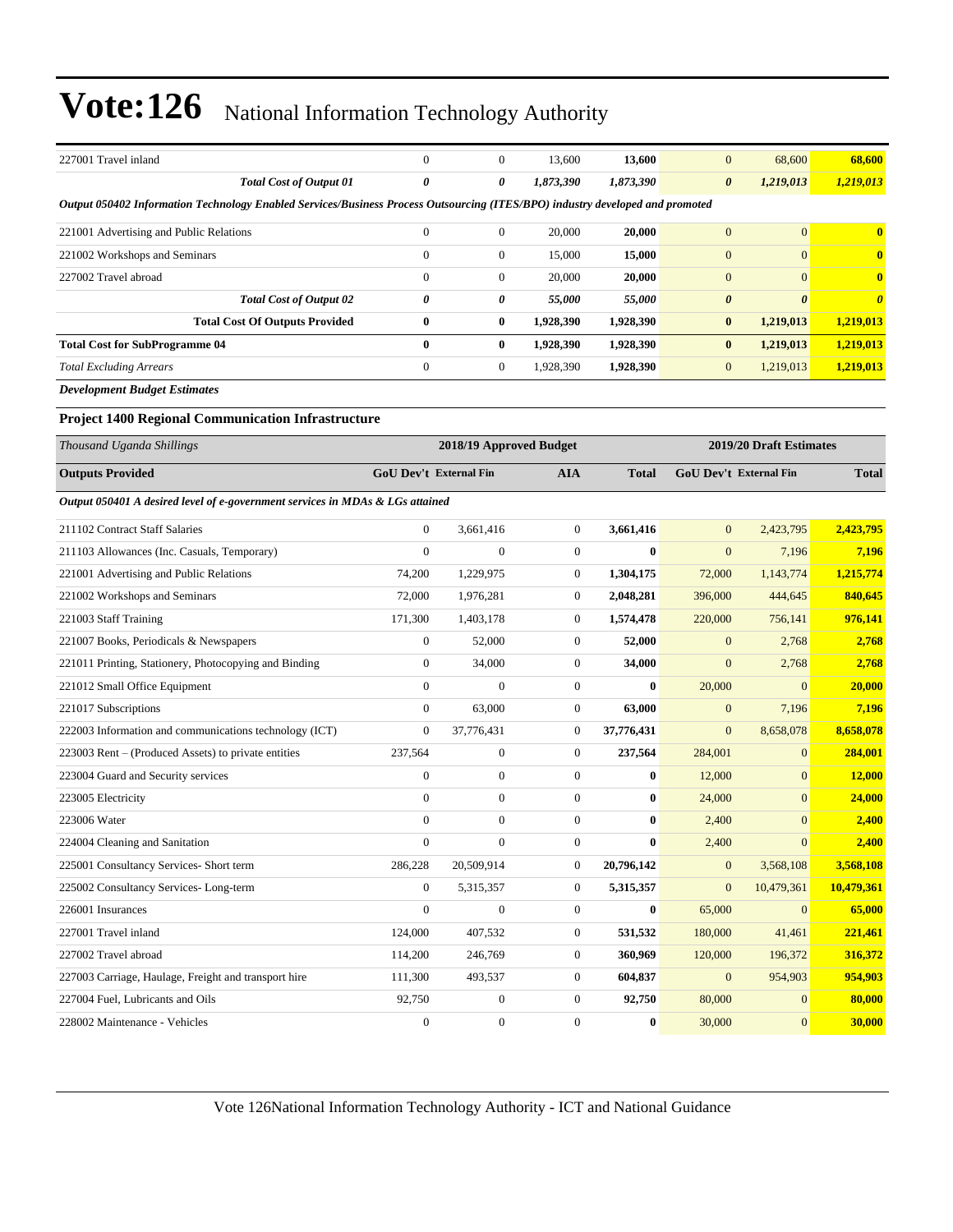# Vote:126 National Information Technology Authority

| | | | | | | | |
|---|---|---|---|---|---|---|---|
| 227001 Travel inland | 0 | 0 | 13,600 | **13,600** | 0 | 68,600 | **68,600** |
| ***Total Cost of Output 01*** | ***0*** | ***0*** | ***1,873,390*** | ***1,873,390*** | ***0*** | ***1,219,013*** | ***1,219,013*** |
| ***Output 050402 Information Technology Enabled Services/Business Process Outsourcing (ITES/BPO) industry developed and promoted*** | | | | | | | |
| 221001 Advertising and Public Relations | 0 | 0 | 20,000 | **20,000** | 0 | 0 | **0** |
| 221002 Workshops and Seminars | 0 | 0 | 15,000 | **15,000** | 0 | 0 | **0** |
| 227002 Travel abroad | 0 | 0 | 20,000 | **20,000** | 0 | 0 | **0** |
| ***Total Cost of Output 02*** | ***0*** | ***0*** | ***55,000*** | ***55,000*** | ***0*** | ***0*** | ***0*** |
| **Total Cost Of Outputs Provided** | **0** | **0** | **1,928,390** | **1,928,390** | **0** | **1,219,013** | **1,219,013** |
| **Total Cost for SubProgramme 04** | **0** | **0** | **1,928,390** | **1,928,390** | **0** | **1,219,013** | **1,219,013** |
| *Total Excluding Arrears* | 0 | 0 | 1,928,390 | **1,928,390** | 0 | 1,219,013 | **1,219,013** |

***Development Budget Estimates***

### Project 1400 Regional Communication Infrastructure

| *Thousand Uganda Shillings* | **2018/19 Approved Budget** | | | | **2019/20 Draft Estimates** | | |
|---|---|---|---|---|---|---|---|
| **Outputs Provided** | **GoU Dev't** | **External Fin** | **AIA** | **Total** | **GoU Dev't** | **External Fin** | **Total** |
| ***Output 050401 A desired level of e-government services in MDAs & LGs attained*** | | | | | | | |
| 211102 Contract Staff Salaries | 0 | 3,661,416 | 0 | **3,661,416** | 0 | 2,423,795 | **2,423,795** |
| 211103 Allowances (Inc. Casuals, Temporary) | 0 | 0 | 0 | **0** | 0 | 7,196 | **7,196** |
| 221001 Advertising and Public Relations | 74,200 | 1,229,975 | 0 | **1,304,175** | 72,000 | 1,143,774 | **1,215,774** |
| 221002 Workshops and Seminars | 72,000 | 1,976,281 | 0 | **2,048,281** | 396,000 | 444,645 | **840,645** |
| 221003 Staff Training | 171,300 | 1,403,178 | 0 | **1,574,478** | 220,000 | 756,141 | **976,141** |
| 221007 Books, Periodicals & Newspapers | 0 | 52,000 | 0 | **52,000** | 0 | 2,768 | **2,768** |
| 221011 Printing, Stationery, Photocopying and Binding | 0 | 34,000 | 0 | **34,000** | 0 | 2,768 | **2,768** |
| 221012 Small Office Equipment | 0 | 0 | 0 | **0** | 20,000 | 0 | **20,000** |
| 221017 Subscriptions | 0 | 63,000 | 0 | **63,000** | 0 | 7,196 | **7,196** |
| 222003 Information and communications technology (ICT) | 0 | 37,776,431 | 0 | **37,776,431** | 0 | 8,658,078 | **8,658,078** |
| 223003 Rent – (Produced Assets) to private entities | 237,564 | 0 | 0 | **237,564** | 284,001 | 0 | **284,001** |
| 223004 Guard and Security services | 0 | 0 | 0 | **0** | 12,000 | 0 | **12,000** |
| 223005 Electricity | 0 | 0 | 0 | **0** | 24,000 | 0 | **24,000** |
| 223006 Water | 0 | 0 | 0 | **0** | 2,400 | 0 | **2,400** |
| 224004 Cleaning and Sanitation | 0 | 0 | 0 | **0** | 2,400 | 0 | **2,400** |
| 225001 Consultancy Services- Short term | 286,228 | 20,509,914 | 0 | **20,796,142** | 0 | 3,568,108 | **3,568,108** |
| 225002 Consultancy Services- Long-term | 0 | 5,315,357 | 0 | **5,315,357** | 0 | 10,479,361 | **10,479,361** |
| 226001 Insurances | 0 | 0 | 0 | **0** | 65,000 | 0 | **65,000** |
| 227001 Travel inland | 124,000 | 407,532 | 0 | **531,532** | 180,000 | 41,461 | **221,461** |
| 227002 Travel abroad | 114,200 | 246,769 | 0 | **360,969** | 120,000 | 196,372 | **316,372** |
| 227003 Carriage, Haulage, Freight and transport hire | 111,300 | 493,537 | 0 | **604,837** | 0 | 954,903 | **954,903** |
| 227004 Fuel, Lubricants and Oils | 92,750 | 0 | 0 | **92,750** | 80,000 | 0 | **80,000** |
| 228002 Maintenance - Vehicles | 0 | 0 | 0 | **0** | 30,000 | 0 | **30,000** |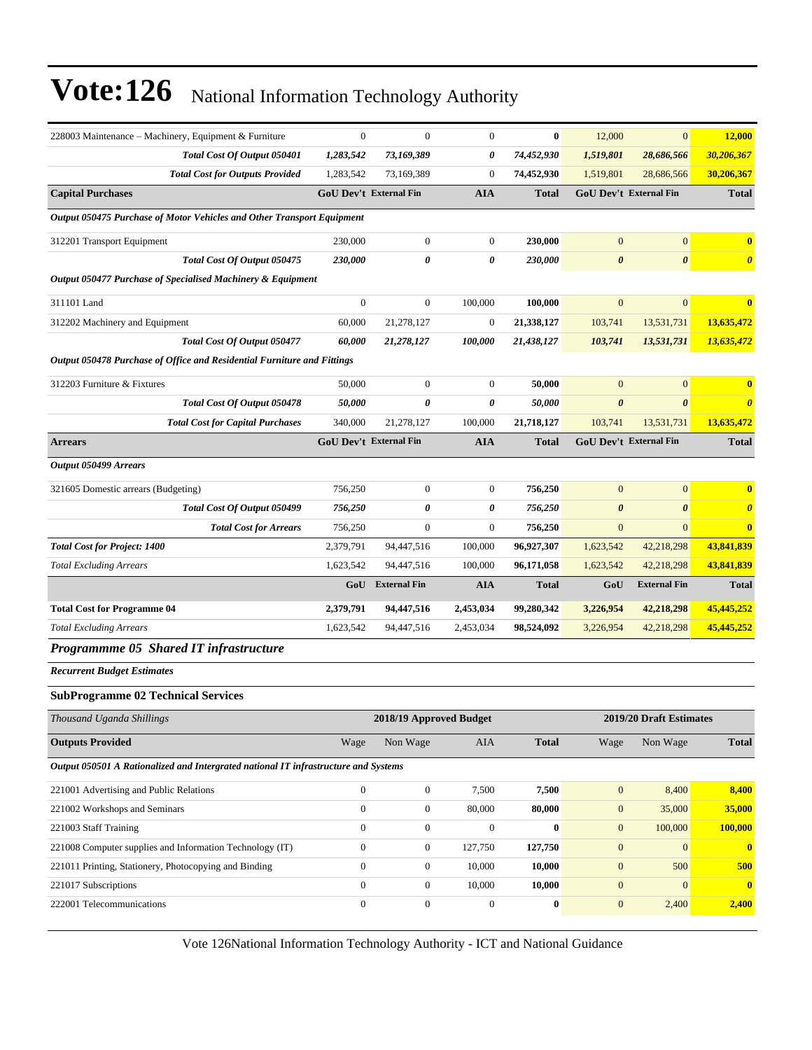| | | | | | | | |
|---|---|---|---|---|---|---|---|
| 228003 Maintenance – Machinery, Equipment & Furniture | 0 | 0 | 0 | **0** | 12,000 | 0 | **12,000** |
| ***Total Cost Of Output 050401*** | ***1,283,542*** | ***73,169,389*** | ***0*** | ***74,452,930*** | ***1,519,801*** | ***28,686,566*** | ***30,206,367*** |
| ***Total Cost for Outputs Provided*** | 1,283,542 | 73,169,389 | 0 | **74,452,930** | 1,519,801 | 28,686,566 | **30,206,367** |
| **Capital Purchases** | **GoU Dev't** | **External Fin** | **AIA** | **Total** | **GoU Dev't** | **External Fin** | **Total** |
| ***Output 050475 Purchase of Motor Vehicles and Other Transport Equipment*** | | | | | | | |
| 312201 Transport Equipment | 230,000 | 0 | 0 | **230,000** | 0 | 0 | **0** |
| ***Total Cost Of Output 050475*** | ***230,000*** | ***0*** | ***0*** | ***230,000*** | ***0*** | ***0*** | ***0*** |
| ***Output 050477 Purchase of Specialised Machinery & Equipment*** | | | | | | | |
| 311101 Land | 0 | 0 | 100,000 | **100,000** | 0 | 0 | **0** |
| 312202 Machinery and Equipment | 60,000 | 21,278,127 | 0 | **21,338,127** | 103,741 | 13,531,731 | **13,635,472** |
| ***Total Cost Of Output 050477*** | ***60,000*** | ***21,278,127*** | ***100,000*** | ***21,438,127*** | ***103,741*** | ***13,531,731*** | ***13,635,472*** |
| ***Output 050478 Purchase of Office and Residential Furniture and Fittings*** | | | | | | | |
| 312203 Furniture & Fixtures | 50,000 | 0 | 0 | **50,000** | 0 | 0 | **0** |
| ***Total Cost Of Output 050478*** | ***50,000*** | ***0*** | ***0*** | ***50,000*** | ***0*** | ***0*** | ***0*** |
| ***Total Cost for Capital Purchases*** | 340,000 | 21,278,127 | 100,000 | **21,718,127** | 103,741 | 13,531,731 | **13,635,472** |
| **Arrears** | **GoU Dev't** | **External Fin** | **AIA** | **Total** | **GoU Dev't** | **External Fin** | **Total** |
| ***Output 050499 Arrears*** | | | | | | | |
| 321605 Domestic arrears (Budgeting) | 756,250 | 0 | 0 | **756,250** | 0 | 0 | **0** |
| ***Total Cost Of Output 050499*** | ***756,250*** | ***0*** | ***0*** | ***756,250*** | ***0*** | ***0*** | ***0*** |
| ***Total Cost for Arrears*** | 756,250 | 0 | 0 | **756,250** | 0 | 0 | **0** |
| ***Total Cost for Project: 1400*** | 2,379,791 | 94,447,516 | 100,000 | **96,927,307** | 1,623,542 | 42,218,298 | **43,841,839** |
| *Total Excluding Arrears* | 1,623,542 | 94,447,516 | 100,000 | **96,171,058** | 1,623,542 | 42,218,298 | **43,841,839** |
| | **GoU** | **External Fin** | **AIA** | **Total** | **GoU** | **External Fin** | **Total** |
| **Total Cost for Programme 04** | **2,379,791** | **94,447,516** | **2,453,034** | **99,280,342** | **3,226,954** | **42,218,298** | **45,445,252** |
| *Total Excluding Arrears* | 1,623,542 | 94,447,516 | 2,453,034 | **98,524,092** | 3,226,954 | 42,218,298 | **45,445,252** |

## *Programmme 05 Shared IT infrastructure*

***Recurrent Budget Estimates***

### SubProgramme 02 Technical Services

| *Thousand Uganda Shillings* | 2018/19 Approved Budget | | | | 2019/20 Draft Estimates | | |
|---|---|---|---|---|---|---|---|
| **Outputs Provided** | Wage | Non Wage | AIA | **Total** | Wage | Non Wage | **Total** |
| ***Output 050501 A Rationalized and Intergrated national IT infrastructure and Systems*** | | | | | | | |
| 221001 Advertising and Public Relations | 0 | 0 | 7,500 | **7,500** | 0 | 8,400 | **8,400** |
| 221002 Workshops and Seminars | 0 | 0 | 80,000 | **80,000** | 0 | 35,000 | **35,000** |
| 221003 Staff Training | 0 | 0 | 0 | **0** | 0 | 100,000 | **100,000** |
| 221008 Computer supplies and Information Technology (IT) | 0 | 0 | 127,750 | **127,750** | 0 | 0 | **0** |
| 221011 Printing, Stationery, Photocopying and Binding | 0 | 0 | 10,000 | **10,000** | 0 | 500 | **500** |
| 221017 Subscriptions | 0 | 0 | 10,000 | **10,000** | 0 | 0 | **0** |
| 222001 Telecommunications | 0 | 0 | 0 | **0** | 0 | 2,400 | **2,400** |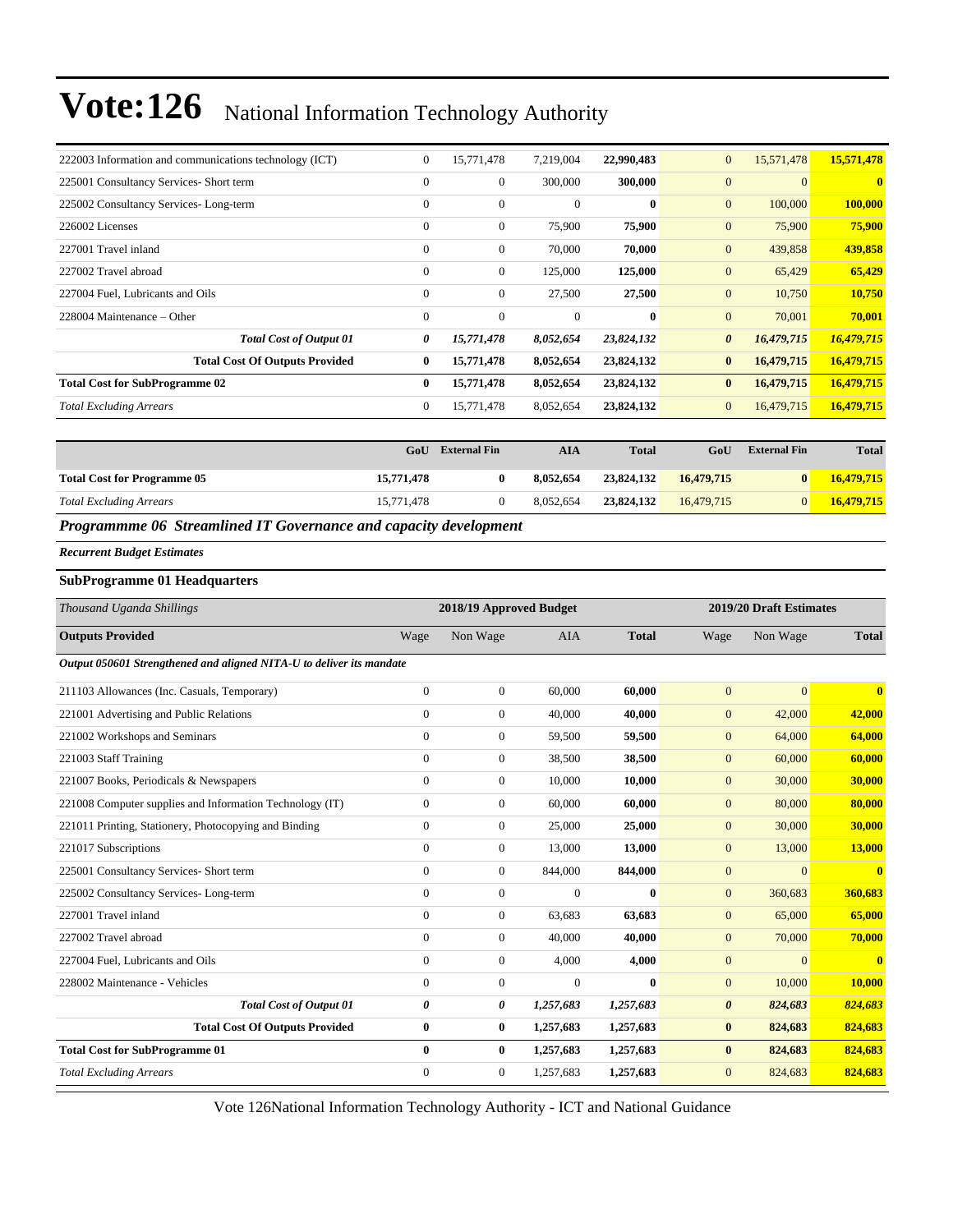# Vote:126 National Information Technology Authority

| | | | | | | | |
|---|---|---|---|---|---|---|---|
| 222003 Information and communications technology (ICT) | 0 | 15,771,478 | 7,219,004 | **22,990,483** | 0 | 15,571,478 | **15,571,478** |
| 225001 Consultancy Services- Short term | 0 | 0 | 300,000 | **300,000** | 0 | 0 | **0** |
| 225002 Consultancy Services- Long-term | 0 | 0 | 0 | **0** | 0 | 100,000 | **100,000** |
| 226002 Licenses | 0 | 0 | 75,900 | **75,900** | 0 | 75,900 | **75,900** |
| 227001 Travel inland | 0 | 0 | 70,000 | **70,000** | 0 | 439,858 | **439,858** |
| 227002 Travel abroad | 0 | 0 | 125,000 | **125,000** | 0 | 65,429 | **65,429** |
| 227004 Fuel, Lubricants and Oils | 0 | 0 | 27,500 | **27,500** | 0 | 10,750 | **10,750** |
| 228004 Maintenance – Other | 0 | 0 | 0 | **0** | 0 | 70,001 | **70,001** |
| ***Total Cost of Output 01*** | ***0*** | ***15,771,478*** | ***8,052,654*** | ***23,824,132*** | ***0*** | ***16,479,715*** | ***16,479,715*** |
| **Total Cost Of Outputs Provided** | **0** | **15,771,478** | **8,052,654** | **23,824,132** | **0** | **16,479,715** | **16,479,715** |
| **Total Cost for SubProgramme 02** | **0** | **15,771,478** | **8,052,654** | **23,824,132** | **0** | **16,479,715** | **16,479,715** |
| *Total Excluding Arrears* | 0 | 15,771,478 | 8,052,654 | **23,824,132** | 0 | 16,479,715 | **16,479,715** |

| | GoU | External Fin | AIA | Total | GoU | External Fin | Total |
|---|---|---|---|---|---|---|---|
| **Total Cost for Programme 05** | **15,771,478** | **0** | **8,052,654** | **23,824,132** | **16,479,715** | **0** | **16,479,715** |
| *Total Excluding Arrears* | 15,771,478 | 0 | 8,052,654 | **23,824,132** | 16,479,715 | 0 | **16,479,715** |

## *Programmme 06 Streamlined IT Governance and capacity development*

***Recurrent Budget Estimates***

### SubProgramme 01 Headquarters

| *Thousand Uganda Shillings* | 2018/19 Approved Budget | | | | 2019/20 Draft Estimates | | |
|---|---|---|---|---|---|---|---|
| **Outputs Provided** | Wage | Non Wage | AIA | **Total** | Wage | Non Wage | **Total** |
| ***Output 050601 Strengthened and aligned NITA-U to deliver its mandate*** | | | | | | | |
| 211103 Allowances (Inc. Casuals, Temporary) | 0 | 0 | 60,000 | **60,000** | 0 | 0 | **0** |
| 221001 Advertising and Public Relations | 0 | 0 | 40,000 | **40,000** | 0 | 42,000 | **42,000** |
| 221002 Workshops and Seminars | 0 | 0 | 59,500 | **59,500** | 0 | 64,000 | **64,000** |
| 221003 Staff Training | 0 | 0 | 38,500 | **38,500** | 0 | 60,000 | **60,000** |
| 221007 Books, Periodicals & Newspapers | 0 | 0 | 10,000 | **10,000** | 0 | 30,000 | **30,000** |
| 221008 Computer supplies and Information Technology (IT) | 0 | 0 | 60,000 | **60,000** | 0 | 80,000 | **80,000** |
| 221011 Printing, Stationery, Photocopying and Binding | 0 | 0 | 25,000 | **25,000** | 0 | 30,000 | **30,000** |
| 221017 Subscriptions | 0 | 0 | 13,000 | **13,000** | 0 | 13,000 | **13,000** |
| 225001 Consultancy Services- Short term | 0 | 0 | 844,000 | **844,000** | 0 | 0 | **0** |
| 225002 Consultancy Services- Long-term | 0 | 0 | 0 | **0** | 0 | 360,683 | **360,683** |
| 227001 Travel inland | 0 | 0 | 63,683 | **63,683** | 0 | 65,000 | **65,000** |
| 227002 Travel abroad | 0 | 0 | 40,000 | **40,000** | 0 | 70,000 | **70,000** |
| 227004 Fuel, Lubricants and Oils | 0 | 0 | 4,000 | **4,000** | 0 | 0 | **0** |
| 228002 Maintenance - Vehicles | 0 | 0 | 0 | **0** | 0 | 10,000 | **10,000** |
| ***Total Cost of Output 01*** | ***0*** | ***0*** | ***1,257,683*** | ***1,257,683*** | ***0*** | ***824,683*** | ***824,683*** |
| **Total Cost Of Outputs Provided** | **0** | **0** | **1,257,683** | **1,257,683** | **0** | **824,683** | **824,683** |
| **Total Cost for SubProgramme 01** | **0** | **0** | **1,257,683** | **1,257,683** | **0** | **824,683** | **824,683** |
| *Total Excluding Arrears* | 0 | 0 | 1,257,683 | **1,257,683** | 0 | 824,683 | **824,683** |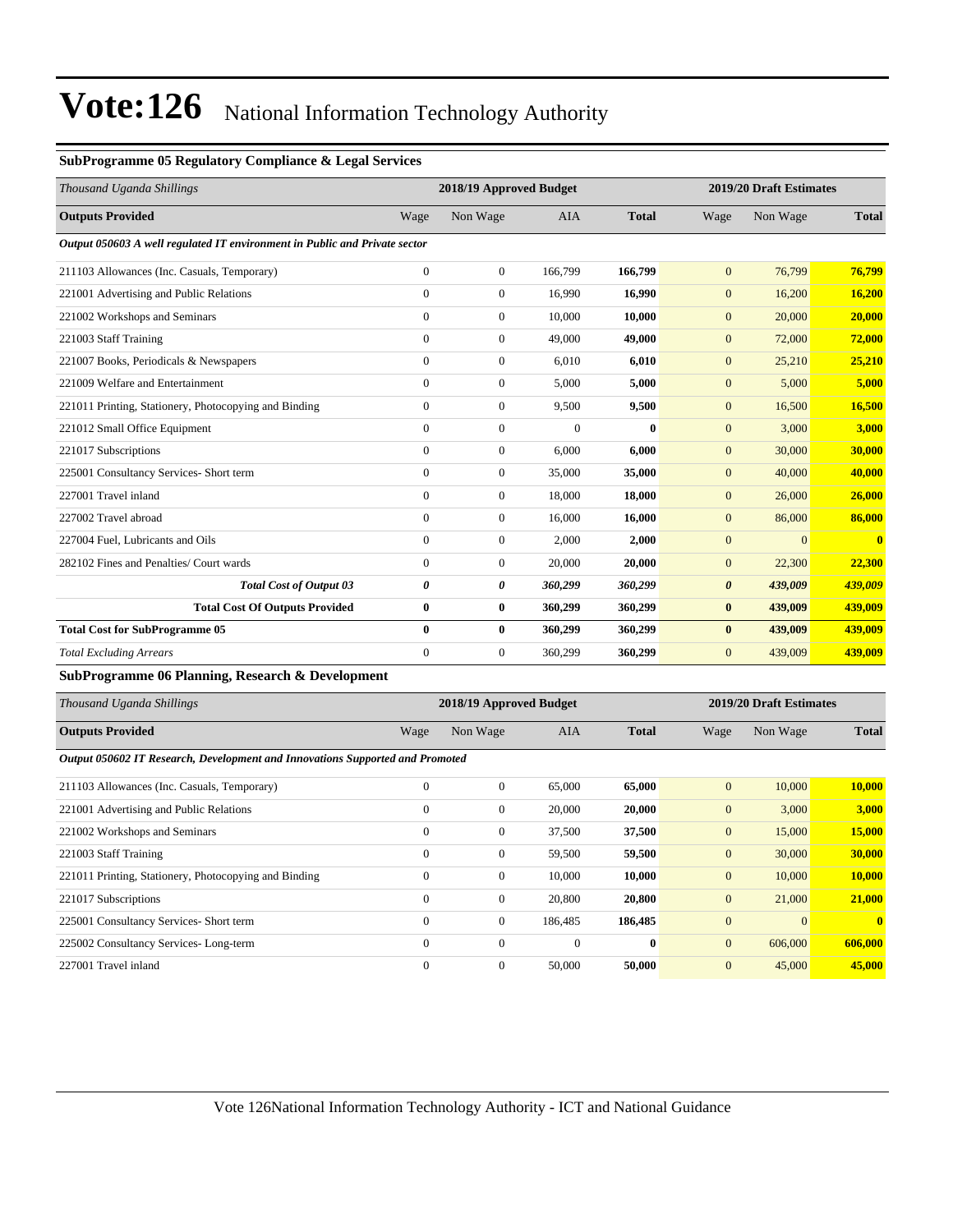# Vote:126 National Information Technology Authority

### SubProgramme 05 Regulatory Compliance & Legal Services

| *Thousand Uganda Shillings* | 2018/19 Approved Budget | | | | 2019/20 Draft Estimates | | |
|---|---|---|---|---|---|---|---|
| **Outputs Provided** | Wage | Non Wage | AIA | **Total** | Wage | Non Wage | **Total** |
| ***Output 050603 A well regulated IT environment in Public and Private sector*** | | | | | | | |
| 211103 Allowances (Inc. Casuals, Temporary) | 0 | 0 | 166,799 | **166,799** | 0 | 76,799 | **76,799** |
| 221001 Advertising and Public Relations | 0 | 0 | 16,990 | **16,990** | 0 | 16,200 | **16,200** |
| 221002 Workshops and Seminars | 0 | 0 | 10,000 | **10,000** | 0 | 20,000 | **20,000** |
| 221003 Staff Training | 0 | 0 | 49,000 | **49,000** | 0 | 72,000 | **72,000** |
| 221007 Books, Periodicals & Newspapers | 0 | 0 | 6,010 | **6,010** | 0 | 25,210 | **25,210** |
| 221009 Welfare and Entertainment | 0 | 0 | 5,000 | **5,000** | 0 | 5,000 | **5,000** |
| 221011 Printing, Stationery, Photocopying and Binding | 0 | 0 | 9,500 | **9,500** | 0 | 16,500 | **16,500** |
| 221012 Small Office Equipment | 0 | 0 | 0 | **0** | 0 | 3,000 | **3,000** |
| 221017 Subscriptions | 0 | 0 | 6,000 | **6,000** | 0 | 30,000 | **30,000** |
| 225001 Consultancy Services- Short term | 0 | 0 | 35,000 | **35,000** | 0 | 40,000 | **40,000** |
| 227001 Travel inland | 0 | 0 | 18,000 | **18,000** | 0 | 26,000 | **26,000** |
| 227002 Travel abroad | 0 | 0 | 16,000 | **16,000** | 0 | 86,000 | **86,000** |
| 227004 Fuel, Lubricants and Oils | 0 | 0 | 2,000 | **2,000** | 0 | 0 | **0** |
| 282102 Fines and Penalties/ Court wards | 0 | 0 | 20,000 | **20,000** | 0 | 22,300 | **22,300** |
| ***Total Cost of Output 03*** | ***0*** | ***0*** | ***360,299*** | ***360,299*** | ***0*** | ***439,009*** | ***439,009*** |
| **Total Cost Of Outputs Provided** | **0** | **0** | **360,299** | **360,299** | **0** | **439,009** | **439,009** |
| **Total Cost for SubProgramme 05** | **0** | **0** | **360,299** | **360,299** | **0** | **439,009** | **439,009** |
| *Total Excluding Arrears* | 0 | 0 | 360,299 | **360,299** | 0 | 439,009 | **439,009** |

### SubProgramme 06 Planning, Research & Development

| *Thousand Uganda Shillings* | 2018/19 Approved Budget | | | | 2019/20 Draft Estimates | | |
|---|---|---|---|---|---|---|---|
| **Outputs Provided** | Wage | Non Wage | AIA | **Total** | Wage | Non Wage | **Total** |
| ***Output 050602 IT Research, Development and Innovations Supported and Promoted*** | | | | | | | |
| 211103 Allowances (Inc. Casuals, Temporary) | 0 | 0 | 65,000 | **65,000** | 0 | 10,000 | **10,000** |
| 221001 Advertising and Public Relations | 0 | 0 | 20,000 | **20,000** | 0 | 3,000 | **3,000** |
| 221002 Workshops and Seminars | 0 | 0 | 37,500 | **37,500** | 0 | 15,000 | **15,000** |
| 221003 Staff Training | 0 | 0 | 59,500 | **59,500** | 0 | 30,000 | **30,000** |
| 221011 Printing, Stationery, Photocopying and Binding | 0 | 0 | 10,000 | **10,000** | 0 | 10,000 | **10,000** |
| 221017 Subscriptions | 0 | 0 | 20,800 | **20,800** | 0 | 21,000 | **21,000** |
| 225001 Consultancy Services- Short term | 0 | 0 | 186,485 | **186,485** | 0 | 0 | **0** |
| 225002 Consultancy Services- Long-term | 0 | 0 | 0 | **0** | 0 | 606,000 | **606,000** |
| 227001 Travel inland | 0 | 0 | 50,000 | **50,000** | 0 | 45,000 | **45,000** |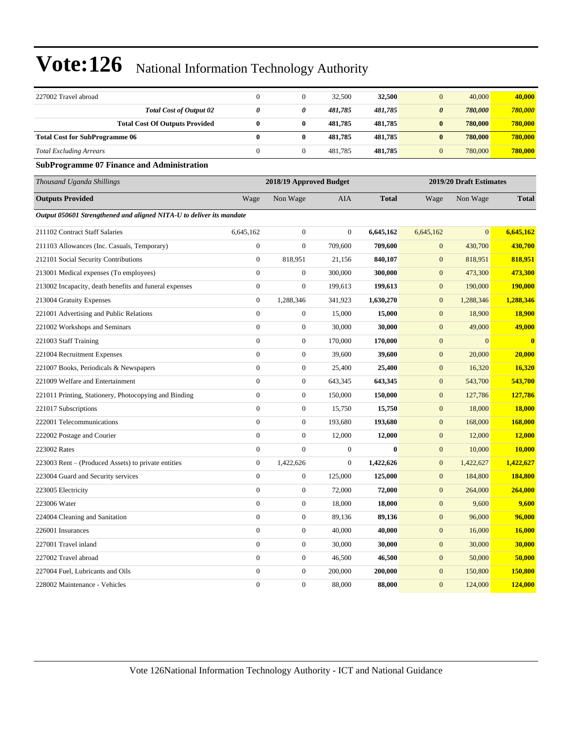# Vote:126 National Information Technology Authority

| | | | | | | | |
|---|---|---|---|---|---|---|---|
| 227002 Travel abroad | 0 | 0 | 32,500 | **32,500** | 0 | 40,000 | **40,000** |
| ***Total Cost of Output 02*** | ***0*** | ***0*** | ***481,785*** | ***481,785*** | ***0*** | ***780,000*** | ***780,000*** |
| **Total Cost Of Outputs Provided** | **0** | **0** | **481,785** | **481,785** | **0** | **780,000** | **780,000** |
| **Total Cost for SubProgramme 06** | **0** | **0** | **481,785** | **481,785** | **0** | **780,000** | **780,000** |
| *Total Excluding Arrears* | 0 | 0 | 481,785 | 481,785 | 0 | 780,000 | **780,000** |

**SubProgramme 07 Finance and Administration**

| *Thousand Uganda Shillings* | 2018/19 Approved Budget | | | | 2019/20 Draft Estimates | | |
|---|---|---|---|---|---|---|---|
| **Outputs Provided** | Wage | Non Wage | AIA | **Total** | Wage | Non Wage | **Total** |
| ***Output 050601 Strengthened and aligned NITA-U to deliver its mandate*** | | | | | | | |
| 211102 Contract Staff Salaries | 6,645,162 | 0 | 0 | **6,645,162** | 6,645,162 | 0 | **6,645,162** |
| 211103 Allowances (Inc. Casuals, Temporary) | 0 | 0 | 709,600 | **709,600** | 0 | 430,700 | **430,700** |
| 212101 Social Security Contributions | 0 | 818,951 | 21,156 | **840,107** | 0 | 818,951 | **818,951** |
| 213001 Medical expenses (To employees) | 0 | 0 | 300,000 | **300,000** | 0 | 473,300 | **473,300** |
| 213002 Incapacity, death benefits and funeral expenses | 0 | 0 | 199,613 | **199,613** | 0 | 190,000 | **190,000** |
| 213004 Gratuity Expenses | 0 | 1,288,346 | 341,923 | **1,630,270** | 0 | 1,288,346 | **1,288,346** |
| 221001 Advertising and Public Relations | 0 | 0 | 15,000 | **15,000** | 0 | 18,900 | **18,900** |
| 221002 Workshops and Seminars | 0 | 0 | 30,000 | **30,000** | 0 | 49,000 | **49,000** |
| 221003 Staff Training | 0 | 0 | 170,000 | **170,000** | 0 | 0 | **0** |
| 221004 Recruitment Expenses | 0 | 0 | 39,600 | **39,600** | 0 | 20,000 | **20,000** |
| 221007 Books, Periodicals & Newspapers | 0 | 0 | 25,400 | **25,400** | 0 | 16,320 | **16,320** |
| 221009 Welfare and Entertainment | 0 | 0 | 643,345 | **643,345** | 0 | 543,700 | **543,700** |
| 221011 Printing, Stationery, Photocopying and Binding | 0 | 0 | 150,000 | **150,000** | 0 | 127,786 | **127,786** |
| 221017 Subscriptions | 0 | 0 | 15,750 | **15,750** | 0 | 18,000 | **18,000** |
| 222001 Telecommunications | 0 | 0 | 193,680 | **193,680** | 0 | 168,000 | **168,000** |
| 222002 Postage and Courier | 0 | 0 | 12,000 | **12,000** | 0 | 12,000 | **12,000** |
| 223002 Rates | 0 | 0 | 0 | **0** | 0 | 10,000 | **10,000** |
| 223003 Rent – (Produced Assets) to private entities | 0 | 1,422,626 | 0 | **1,422,626** | 0 | 1,422,627 | **1,422,627** |
| 223004 Guard and Security services | 0 | 0 | 125,000 | **125,000** | 0 | 184,800 | **184,800** |
| 223005 Electricity | 0 | 0 | 72,000 | **72,000** | 0 | 264,000 | **264,000** |
| 223006 Water | 0 | 0 | 18,000 | **18,000** | 0 | 9,600 | **9,600** |
| 224004 Cleaning and Sanitation | 0 | 0 | 89,136 | **89,136** | 0 | 96,000 | **96,000** |
| 226001 Insurances | 0 | 0 | 40,000 | **40,000** | 0 | 16,000 | **16,000** |
| 227001 Travel inland | 0 | 0 | 30,000 | **30,000** | 0 | 30,000 | **30,000** |
| 227002 Travel abroad | 0 | 0 | 46,500 | **46,500** | 0 | 50,000 | **50,000** |
| 227004 Fuel, Lubricants and Oils | 0 | 0 | 200,000 | **200,000** | 0 | 150,800 | **150,800** |
| 228002 Maintenance - Vehicles | 0 | 0 | 88,000 | **88,000** | 0 | 124,000 | **124,000** |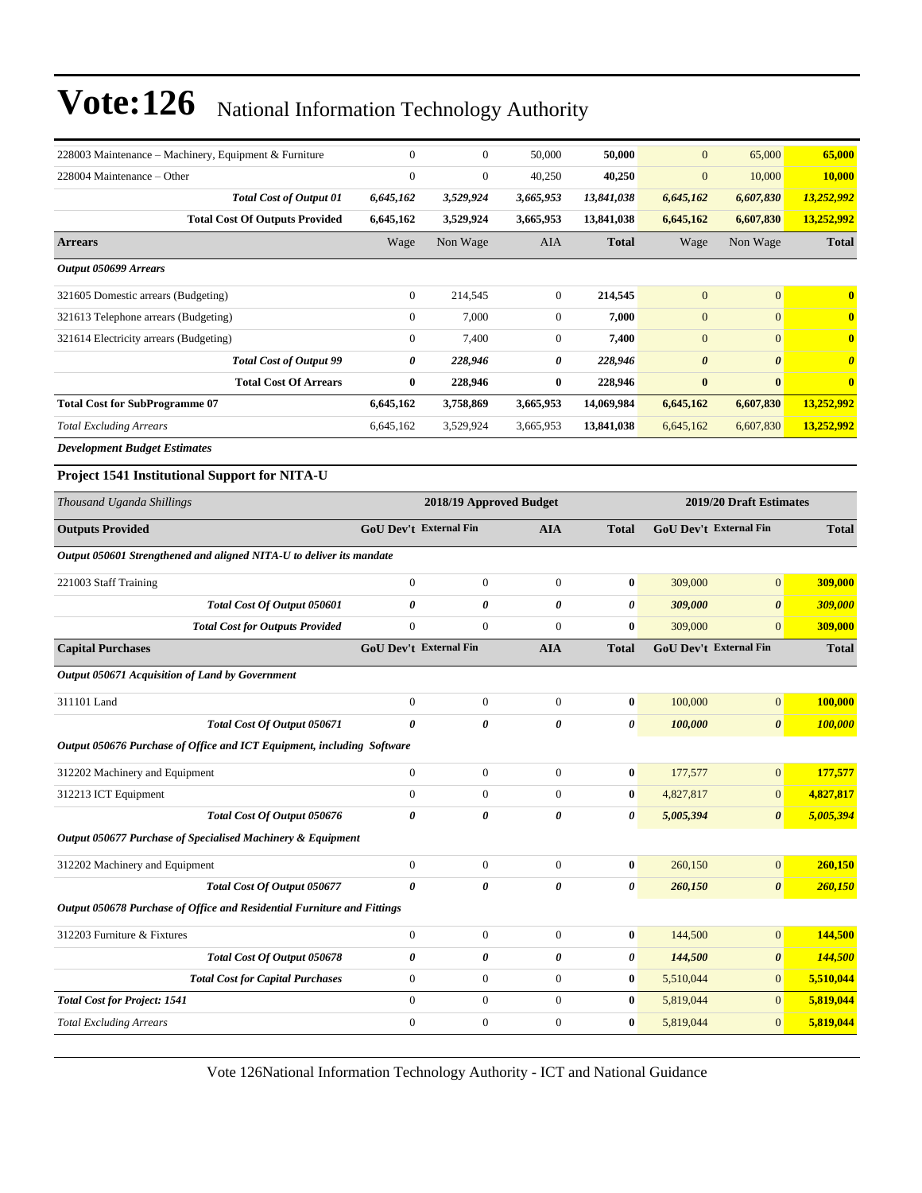# Vote:126 National Information Technology Authority

| | | | | | | | |
|---|---|---|---|---|---|---|---|
| 228003 Maintenance – Machinery, Equipment & Furniture | 0 | 0 | 50,000 | **50,000** | 0 | 65,000 | **65,000** |
| 228004 Maintenance – Other | 0 | 0 | 40,250 | **40,250** | 0 | 10,000 | **10,000** |
| ***Total Cost of Output 01*** | ***6,645,162*** | ***3,529,924*** | ***3,665,953*** | ***13,841,038*** | ***6,645,162*** | ***6,607,830*** | ***13,252,992*** |
| **Total Cost Of Outputs Provided** | **6,645,162** | **3,529,924** | **3,665,953** | **13,841,038** | **6,645,162** | **6,607,830** | **13,252,992** |
| **Arrears** | Wage | Non Wage | AIA | **Total** | Wage | Non Wage | **Total** |
| ***Output 050699 Arrears*** | | | | | | | |
| 321605 Domestic arrears (Budgeting) | 0 | 214,545 | 0 | **214,545** | 0 | 0 | **0** |
| 321613 Telephone arrears (Budgeting) | 0 | 7,000 | 0 | **7,000** | 0 | 0 | **0** |
| 321614 Electricity arrears (Budgeting) | 0 | 7,400 | 0 | **7,400** | 0 | 0 | **0** |
| ***Total Cost of Output 99*** | ***0*** | ***228,946*** | ***0*** | ***228,946*** | ***0*** | ***0*** | ***0*** |
| **Total Cost Of Arrears** | **0** | **228,946** | **0** | **228,946** | **0** | **0** | **0** |
| **Total Cost for SubProgramme 07** | **6,645,162** | **3,758,869** | **3,665,953** | **14,069,984** | **6,645,162** | **6,607,830** | **13,252,992** |
| *Total Excluding Arrears* | 6,645,162 | 3,529,924 | 3,665,953 | **13,841,038** | 6,645,162 | 6,607,830 | **13,252,992** |

***Development Budget Estimates***

**Project 1541 Institutional Support for NITA-U**

| *Thousand Uganda Shillings* | 2018/19 Approved Budget | | | | 2019/20 Draft Estimates | | |
|---|---|---|---|---|---|---|---|
| **Outputs Provided** | **GoU Dev't** | **External Fin** | **AIA** | **Total** | **GoU Dev't** | **External Fin** | **Total** |
| ***Output 050601 Strengthened and aligned NITA-U to deliver its mandate*** | | | | | | | |
| 221003 Staff Training | 0 | 0 | 0 | **0** | 309,000 | 0 | **309,000** |
| ***Total Cost Of Output 050601*** | ***0*** | ***0*** | ***0*** | ***0*** | ***309,000*** | ***0*** | ***309,000*** |
| ***Total Cost for Outputs Provided*** | 0 | 0 | 0 | **0** | 309,000 | 0 | **309,000** |
| **Capital Purchases** | **GoU Dev't** | **External Fin** | **AIA** | **Total** | **GoU Dev't** | **External Fin** | **Total** |
| ***Output 050671 Acquisition of Land by Government*** | | | | | | | |
| 311101 Land | 0 | 0 | 0 | **0** | 100,000 | 0 | **100,000** |
| ***Total Cost Of Output 050671*** | ***0*** | ***0*** | ***0*** | ***0*** | ***100,000*** | ***0*** | ***100,000*** |
| ***Output 050676 Purchase of Office and ICT Equipment, including Software*** | | | | | | | |
| 312202 Machinery and Equipment | 0 | 0 | 0 | **0** | 177,577 | 0 | **177,577** |
| 312213 ICT Equipment | 0 | 0 | 0 | **0** | 4,827,817 | 0 | **4,827,817** |
| ***Total Cost Of Output 050676*** | ***0*** | ***0*** | ***0*** | ***0*** | ***5,005,394*** | ***0*** | ***5,005,394*** |
| ***Output 050677 Purchase of Specialised Machinery & Equipment*** | | | | | | | |
| 312202 Machinery and Equipment | 0 | 0 | 0 | **0** | 260,150 | 0 | **260,150** |
| ***Total Cost Of Output 050677*** | ***0*** | ***0*** | ***0*** | ***0*** | ***260,150*** | ***0*** | ***260,150*** |
| ***Output 050678 Purchase of Office and Residential Furniture and Fittings*** | | | | | | | |
| 312203 Furniture & Fixtures | 0 | 0 | 0 | **0** | 144,500 | 0 | **144,500** |
| ***Total Cost Of Output 050678*** | ***0*** | ***0*** | ***0*** | ***0*** | ***144,500*** | ***0*** | ***144,500*** |
| ***Total Cost for Capital Purchases*** | 0 | 0 | 0 | **0** | 5,510,044 | 0 | **5,510,044** |
| ***Total Cost for Project: 1541*** | 0 | 0 | 0 | **0** | 5,819,044 | 0 | **5,819,044** |
| *Total Excluding Arrears* | 0 | 0 | 0 | **0** | 5,819,044 | 0 | **5,819,044** |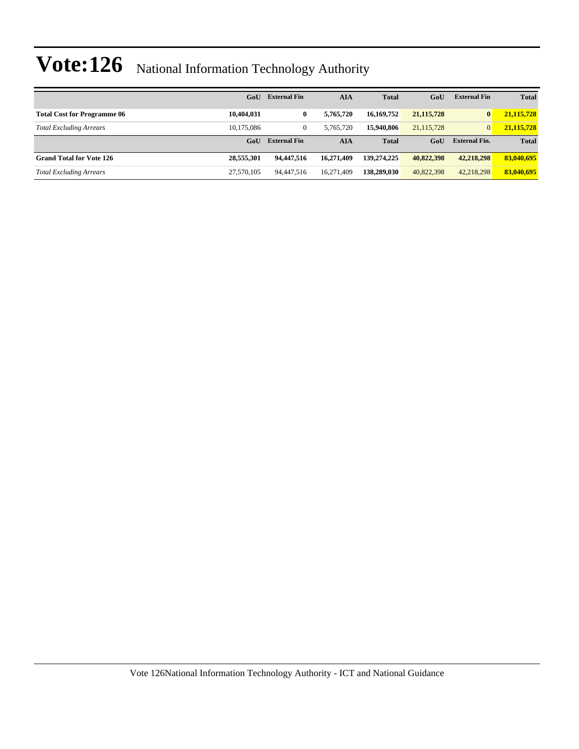# Vote:126 National Information Technology Authority

| | GoU | External Fin | AIA | Total | GoU | External Fin | Total |
|---|---|---|---|---|---|---|---|
| **Total Cost for Programme 06** | **10,404,031** | **0** | **5,765,720** | **16,169,752** | **21,115,728** | **0** | **21,115,728** |
| *Total Excluding Arrears* | 10,175,086 | 0 | 5,765,720 | **15,940,806** | 21,115,728 | 0 | **21,115,728** |
| | **GoU** | **External Fin** | **AIA** | **Total** | **GoU** | **External Fin.** | **Total** |
| **Grand Total for Vote 126** | **28,555,301** | **94,447,516** | **16,271,409** | **139,274,225** | **40,822,398** | **42,218,298** | **83,040,695** |
| *Total Excluding Arrears* | 27,570,105 | 94,447,516 | 16,271,409 | **138,289,030** | 40,822,398 | 42,218,298 | **83,040,695** |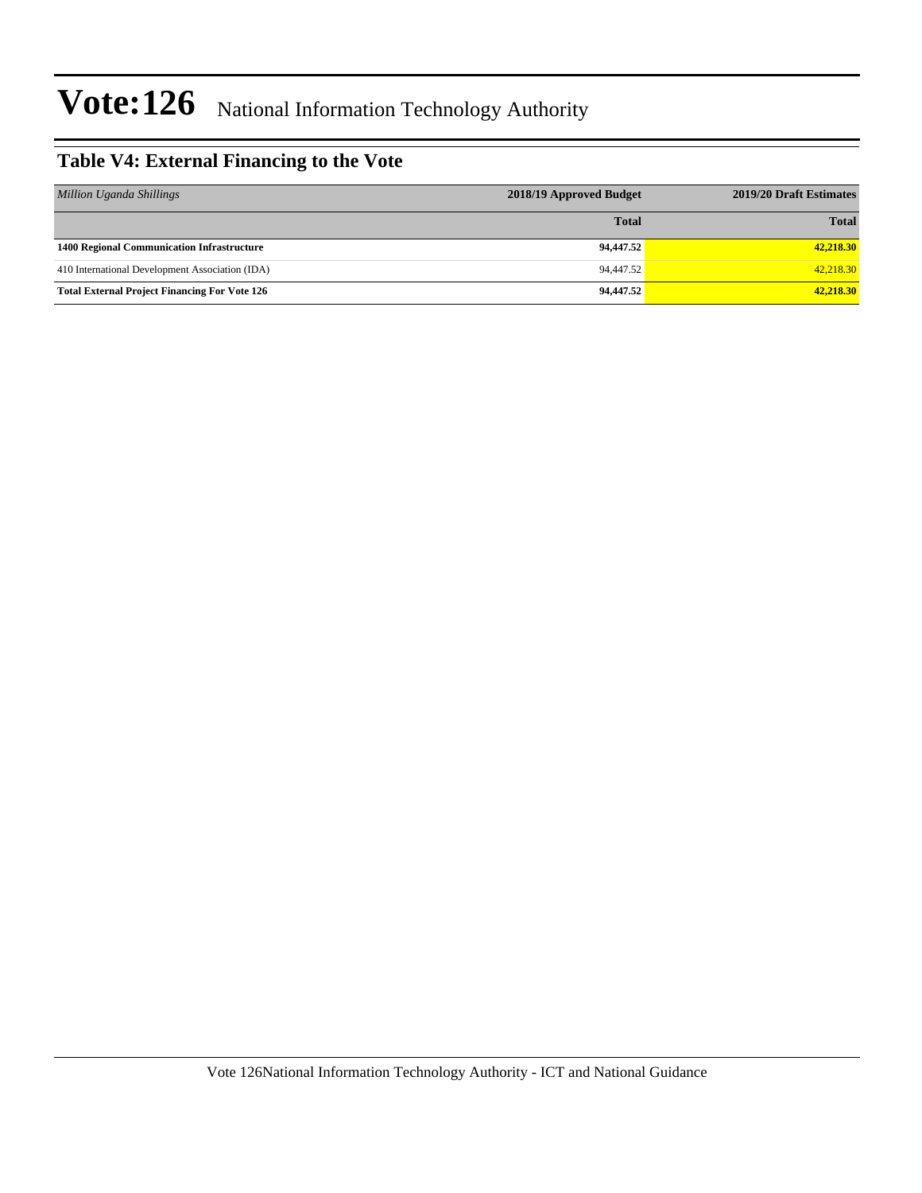# Vote:126 National Information Technology Authority

## Table V4: External Financing to the Vote

| *Million Uganda Shillings* | 2018/19 Approved Budget | 2019/20 Draft Estimates |
|---|---|---|
| | **Total** | **Total** |
| **1400 Regional Communication Infrastructure** | **94,447.52** | **42,218.30** |
| 410 International Development Association (IDA) | 94,447.52 | 42,218.30 |
| **Total External Project Financing For Vote 126** | **94,447.52** | **42,218.30** |